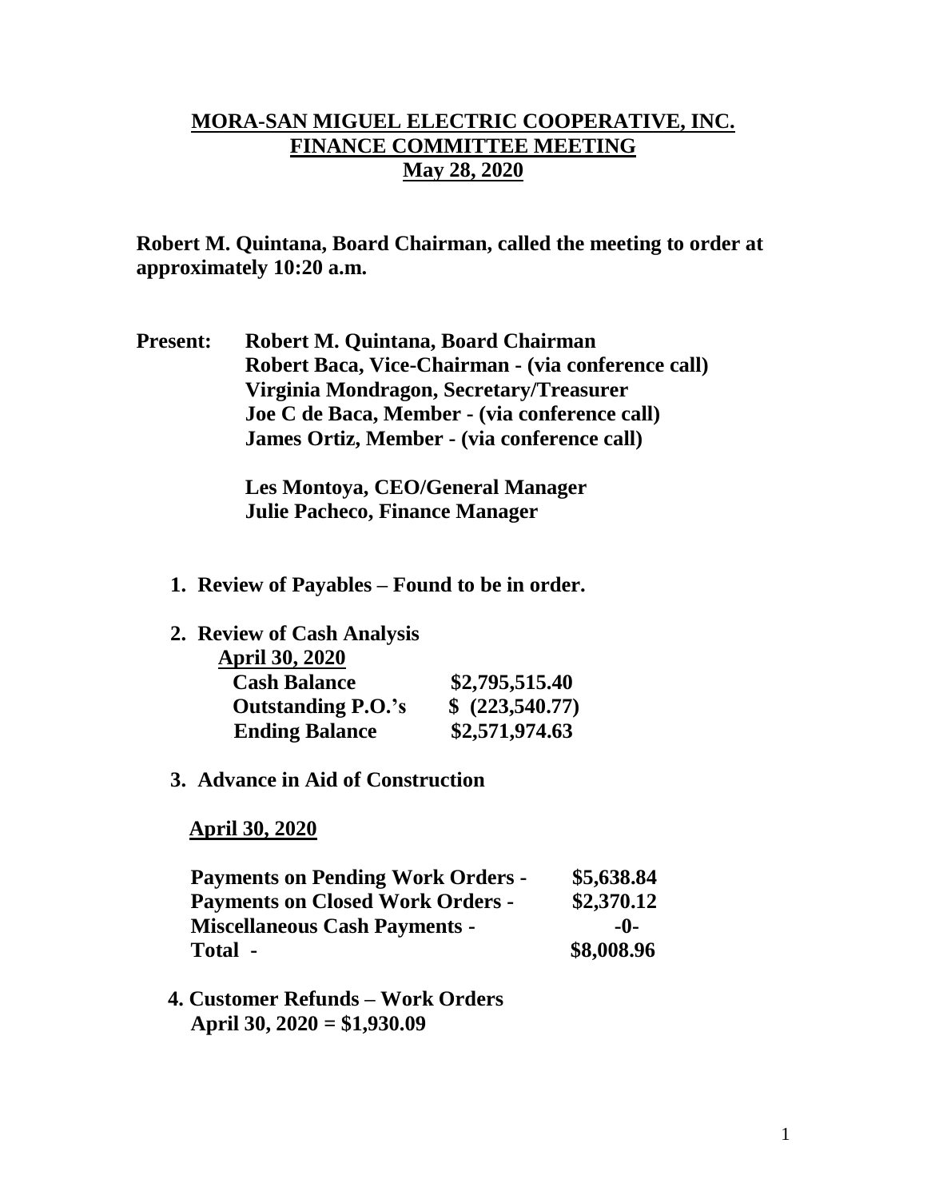# MORA-SAN MIGUEL ELECTRIC COOPERATIVE, INC.
## FINANCE COMMITTEE MEETING
## May 28, 2020

**Robert M. Quintana, Board Chairman, called the meeting to order at approximately 10:20 a.m.**

**Present:**
**Robert M. Quintana, Board Chairman**
**Robert Baca, Vice-Chairman - (via conference call)**
**Virginia Mondragon, Secretary/Treasurer**
**Joe C de Baca, Member - (via conference call)**
**James Ortiz, Member - (via conference call)**

**Les Montoya, CEO/General Manager**
**Julie Pacheco, Finance Manager**

1. **Review of Payables – Found to be in order.**

2. **Review of Cash Analysis**

   **April 30, 2020**

| | |
|---|---|
| **Cash Balance** | **\$2,795,515.40** |
| **Outstanding P.O.'s** | **\$ (223,540.77)** |
| **Ending Balance** | **\$2,571,974.63** |

3. **Advance in Aid of Construction**

   **April 30, 2020**

| | |
|---|---|
| **Payments on Pending Work Orders -** | **\$5,638.84** |
| **Payments on Closed Work Orders -** | **\$2,370.12** |
| **Miscellaneous Cash Payments -** | **-0-** |
| **Total -** | **\$8,008.96** |

4. **Customer Refunds – Work Orders**
   **April 30, 2020 = \$1,930.09**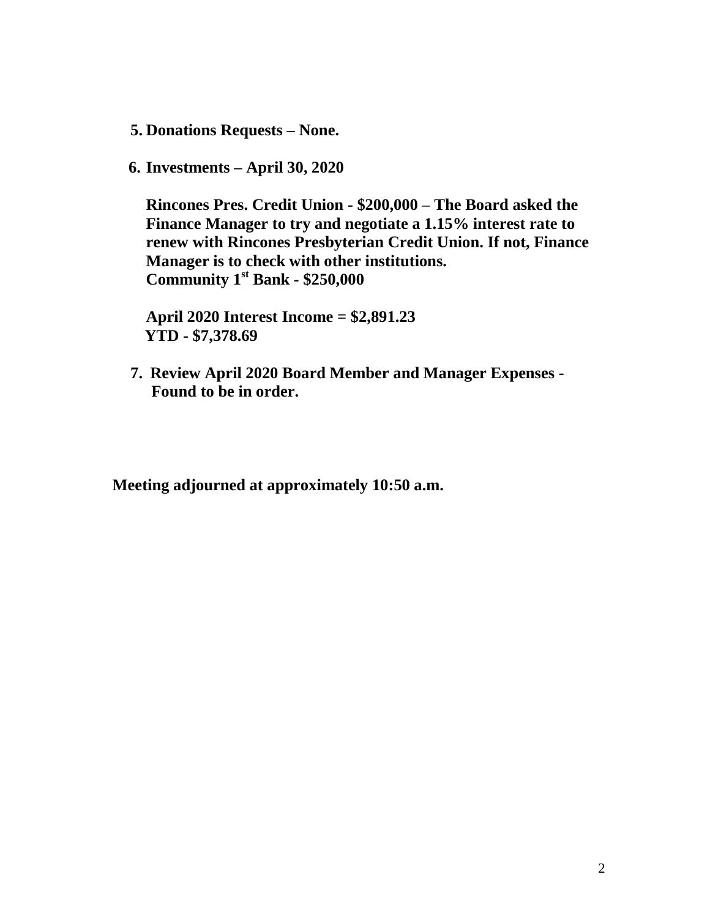5. **Donations Requests – None.**

6. **Investments – April 30, 2020**

   **Rincones Pres. Credit Union - $200,000 – The Board asked the Finance Manager to try and negotiate a 1.15% interest rate to renew with Rincones Presbyterian Credit Union. If not, Finance Manager is to check with other institutions.**
   **Community 1st Bank - $250,000**

   **April 2020 Interest Income = $2,891.23**
   **YTD - $7,378.69**

7. **Review April 2020 Board Member and Manager Expenses - Found to be in order.**

**Meeting adjourned at approximately 10:50 a.m.**